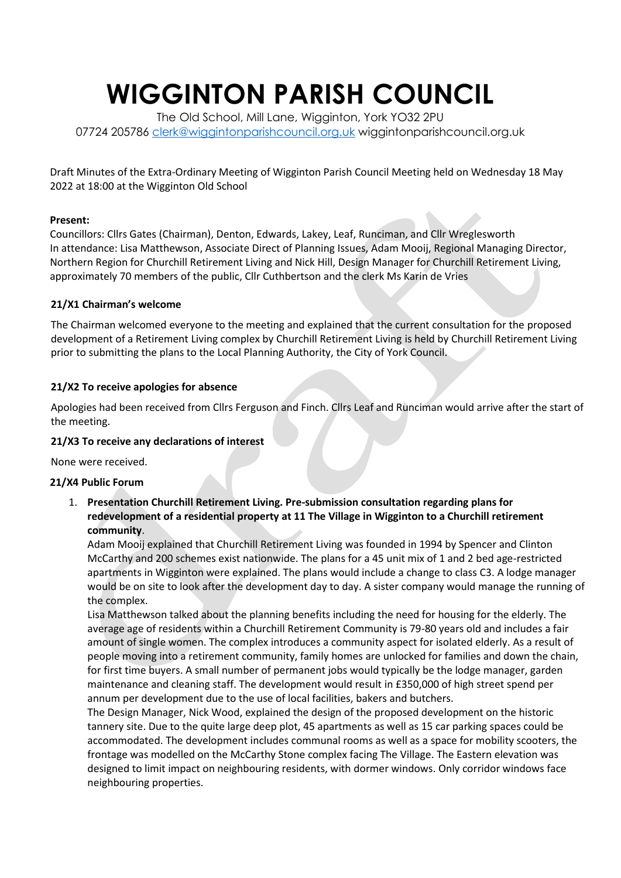# WIGGINTON PARISH COUNCIL

The Old School, Mill Lane, Wigginton, York YO32 2PU
07724 205786 clerk@wiggintonparishcouncil.org.uk wiggintonparishcouncil.org.uk

Draft Minutes of the Extra-Ordinary Meeting of Wigginton Parish Council Meeting held on Wednesday 18 May 2022 at 18:00 at the Wigginton Old School

**Present:**
Councillors: Cllrs Gates (Chairman), Denton, Edwards, Lakey, Leaf, Runciman, and Cllr Wreglesworth
In attendance: Lisa Matthewson, Associate Direct of Planning Issues, Adam Mooij, Regional Managing Director, Northern Region for Churchill Retirement Living and Nick Hill, Design Manager for Churchill Retirement Living, approximately 70 members of the public, Cllr Cuthbertson and the clerk Ms Karin de Vries

### 21/X1 Chairman's welcome

The Chairman welcomed everyone to the meeting and explained that the current consultation for the proposed development of a Retirement Living complex by Churchill Retirement Living is held by Churchill Retirement Living prior to submitting the plans to the Local Planning Authority, the City of York Council.

### 21/X2 To receive apologies for absence

Apologies had been received from Cllrs Ferguson and Finch. Cllrs Leaf and Runciman would arrive after the start of the meeting.

### 21/X3 To receive any declarations of interest

None were received.

### 21/X4 Public Forum

1. **Presentation Churchill Retirement Living. Pre-submission consultation regarding plans for redevelopment of a residential property at 11 The Village in Wigginton to a Churchill retirement community**.
   Adam Mooij explained that Churchill Retirement Living was founded in 1994 by Spencer and Clinton McCarthy and 200 schemes exist nationwide. The plans for a 45 unit mix of 1 and 2 bed age-restricted apartments in Wigginton were explained. The plans would include a change to class C3. A lodge manager would be on site to look after the development day to day. A sister company would manage the running of the complex.
   Lisa Matthewson talked about the planning benefits including the need for housing for the elderly. The average age of residents within a Churchill Retirement Community is 79-80 years old and includes a fair amount of single women. The complex introduces a community aspect for isolated elderly. As a result of people moving into a retirement community, family homes are unlocked for families and down the chain, for first time buyers. A small number of permanent jobs would typically be the lodge manager, garden maintenance and cleaning staff. The development would result in £350,000 of high street spend per annum per development due to the use of local facilities, bakers and butchers.
   The Design Manager, Nick Wood, explained the design of the proposed development on the historic tannery site. Due to the quite large deep plot, 45 apartments as well as 15 car parking spaces could be accommodated. The development includes communal rooms as well as a space for mobility scooters, the frontage was modelled on the McCarthy Stone complex facing The Village. The Eastern elevation was designed to limit impact on neighbouring residents, with dormer windows. Only corridor windows face neighbouring properties.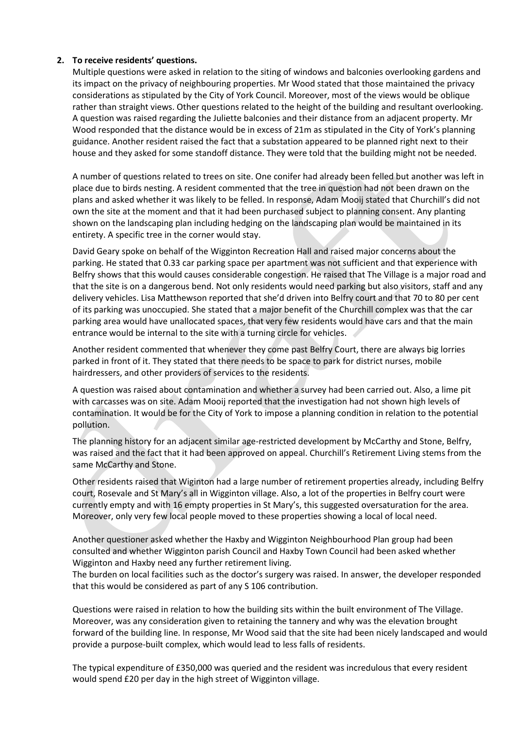2. **To receive residents' questions.**

Multiple questions were asked in relation to the siting of windows and balconies overlooking gardens and its impact on the privacy of neighbouring properties. Mr Wood stated that those maintained the privacy considerations as stipulated by the City of York Council. Moreover, most of the views would be oblique rather than straight views. Other questions related to the height of the building and resultant overlooking. A question was raised regarding the Juliette balconies and their distance from an adjacent property. Mr Wood responded that the distance would be in excess of 21m as stipulated in the City of York's planning guidance. Another resident raised the fact that a substation appeared to be planned right next to their house and they asked for some standoff distance. They were told that the building might not be needed.

A number of questions related to trees on site. One conifer had already been felled but another was left in place due to birds nesting. A resident commented that the tree in question had not been drawn on the plans and asked whether it was likely to be felled. In response, Adam Mooij stated that Churchill's did not own the site at the moment and that it had been purchased subject to planning consent. Any planting shown on the landscaping plan including hedging on the landscaping plan would be maintained in its entirety. A specific tree in the corner would stay.

David Geary spoke on behalf of the Wigginton Recreation Hall and raised major concerns about the parking. He stated that 0.33 car parking space per apartment was not sufficient and that experience with Belfry shows that this would causes considerable congestion. He raised that The Village is a major road and that the site is on a dangerous bend. Not only residents would need parking but also visitors, staff and any delivery vehicles. Lisa Matthewson reported that she'd driven into Belfry court and that 70 to 80 per cent of its parking was unoccupied. She stated that a major benefit of the Churchill complex was that the car parking area would have unallocated spaces, that very few residents would have cars and that the main entrance would be internal to the site with a turning circle for vehicles.

Another resident commented that whenever they come past Belfry Court, there are always big lorries parked in front of it. They stated that there needs to be space to park for district nurses, mobile hairdressers, and other providers of services to the residents.

A question was raised about contamination and whether a survey had been carried out. Also, a lime pit with carcasses was on site. Adam Mooij reported that the investigation had not shown high levels of contamination. It would be for the City of York to impose a planning condition in relation to the potential pollution.

The planning history for an adjacent similar age-restricted development by McCarthy and Stone, Belfry, was raised and the fact that it had been approved on appeal. Churchill's Retirement Living stems from the same McCarthy and Stone.

Other residents raised that Wiginton had a large number of retirement properties already, including Belfry court, Rosevale and St Mary's all in Wigginton village. Also, a lot of the properties in Belfry court were currently empty and with 16 empty properties in St Mary's, this suggested oversaturation for the area. Moreover, only very few local people moved to these properties showing a local of local need.

Another questioner asked whether the Haxby and Wigginton Neighbourhood Plan group had been consulted and whether Wigginton parish Council and Haxby Town Council had been asked whether Wigginton and Haxby need any further retirement living.
The burden on local facilities such as the doctor's surgery was raised. In answer, the developer responded that this would be considered as part of any S 106 contribution.

Questions were raised in relation to how the building sits within the built environment of The Village. Moreover, was any consideration given to retaining the tannery and why was the elevation brought forward of the building line. In response, Mr Wood said that the site had been nicely landscaped and would provide a purpose-built complex, which would lead to less falls of residents.

The typical expenditure of £350,000 was queried and the resident was incredulous that every resident would spend £20 per day in the high street of Wigginton village.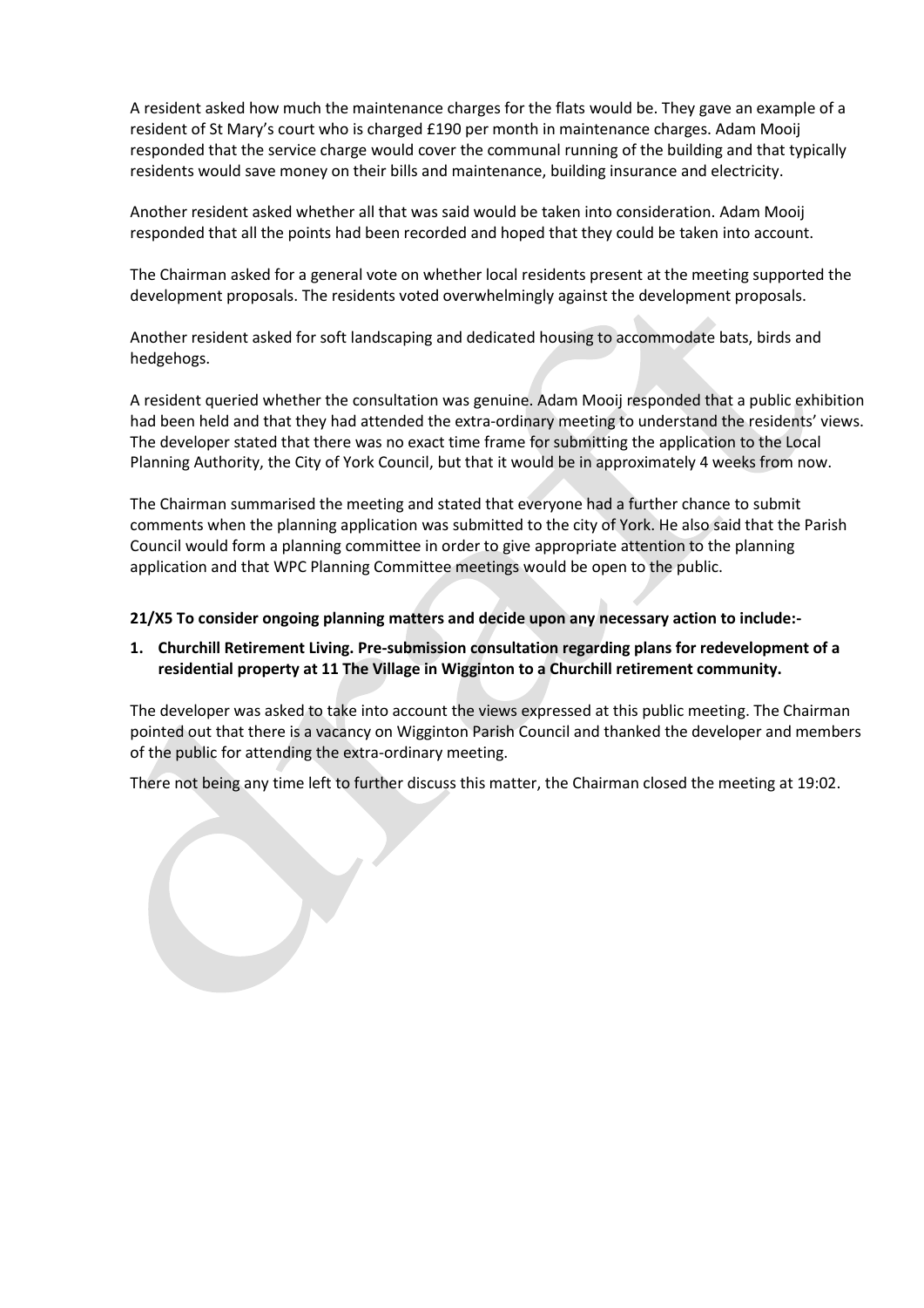A resident asked how much the maintenance charges for the flats would be. They gave an example of a resident of St Mary's court who is charged £190 per month in maintenance charges. Adam Mooij responded that the service charge would cover the communal running of the building and that typically residents would save money on their bills and maintenance, building insurance and electricity.

Another resident asked whether all that was said would be taken into consideration. Adam Mooij responded that all the points had been recorded and hoped that they could be taken into account.

The Chairman asked for a general vote on whether local residents present at the meeting supported the development proposals. The residents voted overwhelmingly against the development proposals.

Another resident asked for soft landscaping and dedicated housing to accommodate bats, birds and hedgehogs.

A resident queried whether the consultation was genuine. Adam Mooij responded that a public exhibition had been held and that they had attended the extra-ordinary meeting to understand the residents' views. The developer stated that there was no exact time frame for submitting the application to the Local Planning Authority, the City of York Council, but that it would be in approximately 4 weeks from now.

The Chairman summarised the meeting and stated that everyone had a further chance to submit comments when the planning application was submitted to the city of York. He also said that the Parish Council would form a planning committee in order to give appropriate attention to the planning application and that WPC Planning Committee meetings would be open to the public.

**21/X5 To consider ongoing planning matters and decide upon any necessary action to include:-**

1. **Churchill Retirement Living. Pre-submission consultation regarding plans for redevelopment of a residential property at 11 The Village in Wigginton to a Churchill retirement community.**

The developer was asked to take into account the views expressed at this public meeting. The Chairman pointed out that there is a vacancy on Wigginton Parish Council and thanked the developer and members of the public for attending the extra-ordinary meeting.

There not being any time left to further discuss this matter, the Chairman closed the meeting at 19:02.